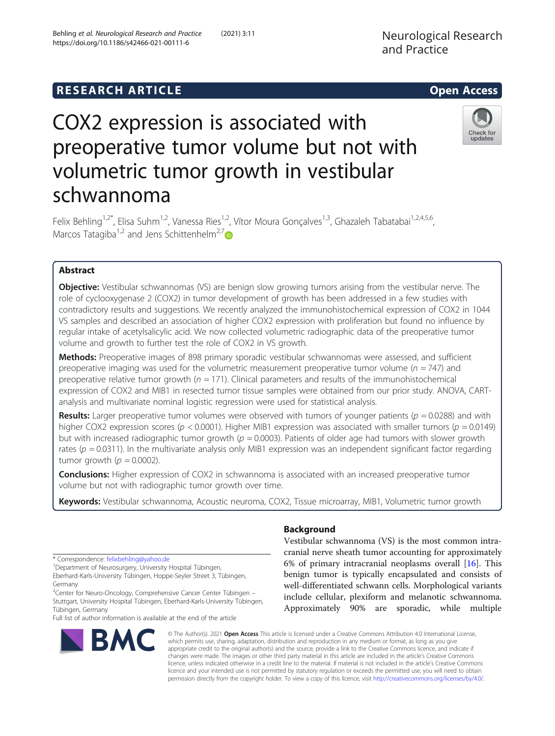RESEARCH ARTICLE

Open Access

# COX2 expression is associated with preoperative tumor volume but not with volumetric tumor growth in vestibular schwannoma

Felix Behling[1,2*], Elisa Suhm[1,2], Vanessa Ries[1,2], Vítor Moura Gonçalves[1,3], Ghazaleh Tabatabai[1,2,4,5,6], Marcos Tatagiba[1,2] and Jens Schittenhelm[2,7]

## Abstract

**Objective:** Vestibular schwannomas (VS) are benign slow growing tumors arising from the vestibular nerve. The role of cyclooxygenase 2 (COX2) in tumor development of growth has been addressed in a few studies with contradictory results and suggestions. We recently analyzed the immunohistochemical expression of COX2 in 1044 VS samples and described an association of higher COX2 expression with proliferation but found no influence by regular intake of acetylsalicylic acid. We now collected volumetric radiographic data of the preoperative tumor volume and growth to further test the role of COX2 in VS growth.

**Methods:** Preoperative images of 898 primary sporadic vestibular schwannomas were assessed, and sufficient preoperative imaging was used for the volumetric measurement preoperative tumor volume ($n = 747$) and preoperative relative tumor growth ($n = 171$). Clinical parameters and results of the immunohistochemical expression of COX2 and MIB1 in resected tumor tissue samples were obtained from our prior study. ANOVA, CART-analysis and multivariate nominal logistic regression were used for statistical analysis.

**Results:** Larger preoperative tumor volumes were observed with tumors of younger patients ($p = 0.0288$) and with higher COX2 expression scores ($p < 0.0001$). Higher MIB1 expression was associated with smaller tumors ($p = 0.0149$) but with increased radiographic tumor growth ($p = 0.0003$). Patients of older age had tumors with slower growth rates ($p = 0.0311$). In the multivariate analysis only MIB1 expression was an independent significant factor regarding tumor growth ($p = 0.0002$).

**Conclusions:** Higher expression of COX2 in schwannoma is associated with an increased preoperative tumor volume but not with radiographic tumor growth over time.

**Keywords:** Vestibular schwannoma, Acoustic neuroma, COX2, Tissue microarray, MIB1, Volumetric tumor growth

## Background

Vestibular schwannoma (VS) is the most common intracranial nerve sheath tumor accounting for approximately 6% of primary intracranial neoplasms overall [16]. This benign tumor is typically encapsulated and consists of well-differentiated schwann cells. Morphological variants include cellular, plexiform and melanotic schwannoma. Approximately 90% are sporadic, while multiple

* Correspondence: felixbehling@yahoo.de
[1]Department of Neurosurgery, University Hospital Tübingen, Eberhard-Karls-University Tübingen, Hoppe-Seyler Street 3, Tübingen, Germany
[2]Center for Neuro-Oncology, Comprehensive Cancer Center Tübingen – Stuttgart, University Hospital Tübingen, Eberhard-Karls-University Tübingen, Tübingen, Germany
Full list of author information is available at the end of the article

© The Author(s). 2021 **Open Access** This article is licensed under a Creative Commons Attribution 4.0 International License, which permits use, sharing, adaptation, distribution and reproduction in any medium or format, as long as you give appropriate credit to the original author(s) and the source, provide a link to the Creative Commons licence, and indicate if changes were made. The images or other third party material in this article are included in the article's Creative Commons licence, unless indicated otherwise in a credit line to the material. If material is not included in the article's Creative Commons licence and your intended use is not permitted by statutory regulation or exceeds the permitted use, you will need to obtain permission directly from the copyright holder. To view a copy of this licence, visit http://creativecommons.org/licenses/by/4.0/.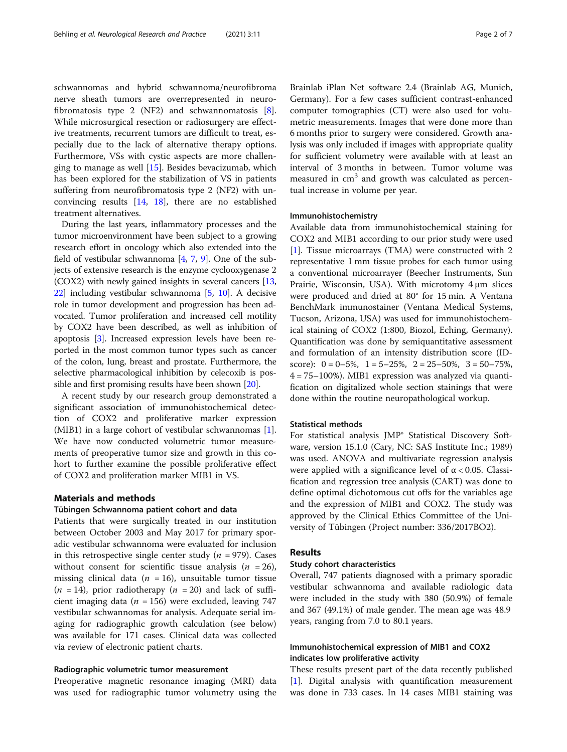schwannomas and hybrid schwannoma/neurofibroma nerve sheath tumors are overrepresented in neurofibromatosis type 2 (NF2) and schwannomatosis [8]. While microsurgical resection or radiosurgery are effective treatments, recurrent tumors are difficult to treat, especially due to the lack of alternative therapy options. Furthermore, VSs with cystic aspects are more challenging to manage as well [15]. Besides bevacizumab, which has been explored for the stabilization of VS in patients suffering from neurofibromatosis type 2 (NF2) with unconvincing results [14, 18], there are no established treatment alternatives.

During the last years, inflammatory processes and the tumor microenvironment have been subject to a growing research effort in oncology which also extended into the field of vestibular schwannoma [4, 7, 9]. One of the subjects of extensive research is the enzyme cyclooxygenase 2 (COX2) with newly gained insights in several cancers [13, 22] including vestibular schwannoma [5, 10]. A decisive role in tumor development and progression has been advocated. Tumor proliferation and increased cell motility by COX2 have been described, as well as inhibition of apoptosis [3]. Increased expression levels have been reported in the most common tumor types such as cancer of the colon, lung, breast and prostate. Furthermore, the selective pharmacological inhibition by celecoxib is possible and first promising results have been shown [20].

A recent study by our research group demonstrated a significant association of immunohistochemical detection of COX2 and proliferative marker expression (MIB1) in a large cohort of vestibular schwannomas [1]. We have now conducted volumetric tumor measurements of preoperative tumor size and growth in this cohort to further examine the possible proliferative effect of COX2 and proliferation marker MIB1 in VS.

## Materials and methods

### Tübingen Schwannoma patient cohort and data

Patients that were surgically treated in our institution between October 2003 and May 2017 for primary sporadic vestibular schwannoma were evaluated for inclusion in this retrospective single center study ($n$ = 979). Cases without consent for scientific tissue analysis ($n$ = 26), missing clinical data ($n$ = 16), unsuitable tumor tissue ($n$ = 14), prior radiotherapy ($n$ = 20) and lack of sufficient imaging data ($n$ = 156) were excluded, leaving 747 vestibular schwannomas for analysis. Adequate serial imaging for radiographic growth calculation (see below) was available for 171 cases. Clinical data was collected via review of electronic patient charts.

### Radiographic volumetric tumor measurement

Preoperative magnetic resonance imaging (MRI) data was used for radiographic tumor volumetry using the Brainlab iPlan Net software 2.4 (Brainlab AG, Munich, Germany). For a few cases sufficient contrast-enhanced computer tomographies (CT) were also used for volumetric measurements. Images that were done more than 6 months prior to surgery were considered. Growth analysis was only included if images with appropriate quality for sufficient volumetry were available with at least an interval of 3 months in between. Tumor volume was measured in $cm^3$ and growth was calculated as percentual increase in volume per year.

### Immunohistochemistry

Available data from immunohistochemical staining for COX2 and MIB1 according to our prior study were used [1]. Tissue microarrays (TMA) were constructed with 2 representative 1 mm tissue probes for each tumor using a conventional microarrayer (Beecher Instruments, Sun Prairie, Wisconsin, USA). With microtomy 4 μm slices were produced and dried at 80° for 15 min. A Ventana BenchMark immunostainer (Ventana Medical Systems, Tucson, Arizona, USA) was used for immunohistochemical staining of COX2 (1:800, Biozol, Eching, Germany). Quantification was done by semiquantitative assessment and formulation of an intensity distribution score (ID-score): 0 = 0–5%, 1 = 5–25%, 2 = 25–50%, 3 = 50–75%, 4 = 75–100%). MIB1 expression was analyzed via quantification on digitalized whole section stainings that were done within the routine neuropathological workup.

### Statistical methods

For statistical analysis JMP® Statistical Discovery Software, version 15.1.0 (Cary, NC: SAS Institute Inc.; 1989) was used. ANOVA and multivariate regression analysis were applied with a significance level of $\alpha < 0.05$. Classification and regression tree analysis (CART) was done to define optimal dichotomous cut offs for the variables age and the expression of MIB1 and COX2. The study was approved by the Clinical Ethics Committee of the University of Tübingen (Project number: 336/2017BO2).

## Results

### Study cohort characteristics

Overall, 747 patients diagnosed with a primary sporadic vestibular schwannoma and available radiologic data were included in the study with 380 (50.9%) of female and 367 (49.1%) of male gender. The mean age was 48.9 years, ranging from 7.0 to 80.1 years.

### Immunohistochemical expression of MIB1 and COX2 indicates low proliferative activity

These results present part of the data recently published [1]. Digital analysis with quantification measurement was done in 733 cases. In 14 cases MIB1 staining was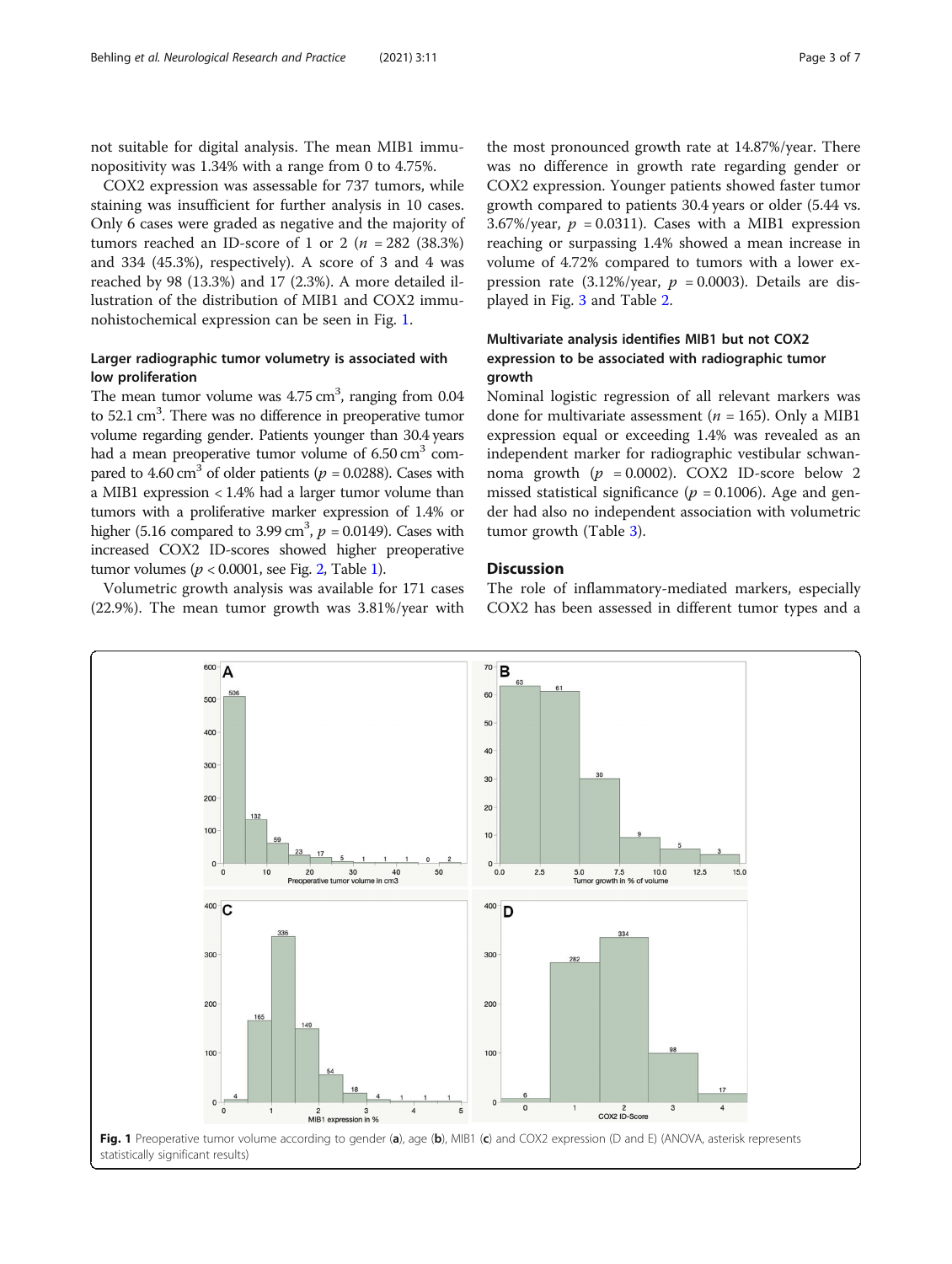not suitable for digital analysis. The mean MIB1 immunopositivity was 1.34% with a range from 0 to 4.75%.

COX2 expression was assessable for 737 tumors, while staining was insufficient for further analysis in 10 cases. Only 6 cases were graded as negative and the majority of tumors reached an ID-score of 1 or 2 ($n$ = 282 (38.3%) and 334 (45.3%), respectively). A score of 3 and 4 was reached by 98 (13.3%) and 17 (2.3%). A more detailed illustration of the distribution of MIB1 and COX2 immunohistochemical expression can be seen in Fig. 1.

### Larger radiographic tumor volumetry is associated with low proliferation

The mean tumor volume was 4.75 $cm^3$, ranging from 0.04 to 52.1 $cm^3$. There was no difference in preoperative tumor volume regarding gender. Patients younger than 30.4 years had a mean preoperative tumor volume of 6.50 $cm^3$ compared to 4.60 $cm^3$ of older patients ($p$ = 0.0288). Cases with a MIB1 expression < 1.4% had a larger tumor volume than tumors with a proliferative marker expression of 1.4% or higher (5.16 compared to 3.99 $cm^3$, $p$ = 0.0149). Cases with increased COX2 ID-scores showed higher preoperative tumor volumes ($p < 0.0001$, see Fig. 2, Table 1).

Volumetric growth analysis was available for 171 cases (22.9%). The mean tumor growth was 3.81%/year with the most pronounced growth rate at 14.87%/year. There was no difference in growth rate regarding gender or COX2 expression. Younger patients showed faster tumor growth compared to patients 30.4 years or older (5.44 vs. 3.67%/year, $p$ = 0.0311). Cases with a MIB1 expression reaching or surpassing 1.4% showed a mean increase in volume of 4.72% compared to tumors with a lower expression rate (3.12%/year, $p$ = 0.0003). Details are displayed in Fig. 3 and Table 2.

### Multivariate analysis identifies MIB1 but not COX2 expression to be associated with radiographic tumor growth

Nominal logistic regression of all relevant markers was done for multivariate assessment ($n$ = 165). Only a MIB1 expression equal or exceeding 1.4% was revealed as an independent marker for radiographic vestibular schwannoma growth ($p$ = 0.0002). COX2 ID-score below 2 missed statistical significance ($p$ = 0.1006). Age and gender had also no independent association with volumetric tumor growth (Table 3).

## Discussion

The role of inflammatory-mediated markers, especially COX2 has been assessed in different tumor types and a

**Fig. 1** Preoperative tumor volume according to gender (**a**), age (**b**), MIB1 (**c**) and COX2 expression (D and E) (ANOVA, asterisk represents statistically significant results)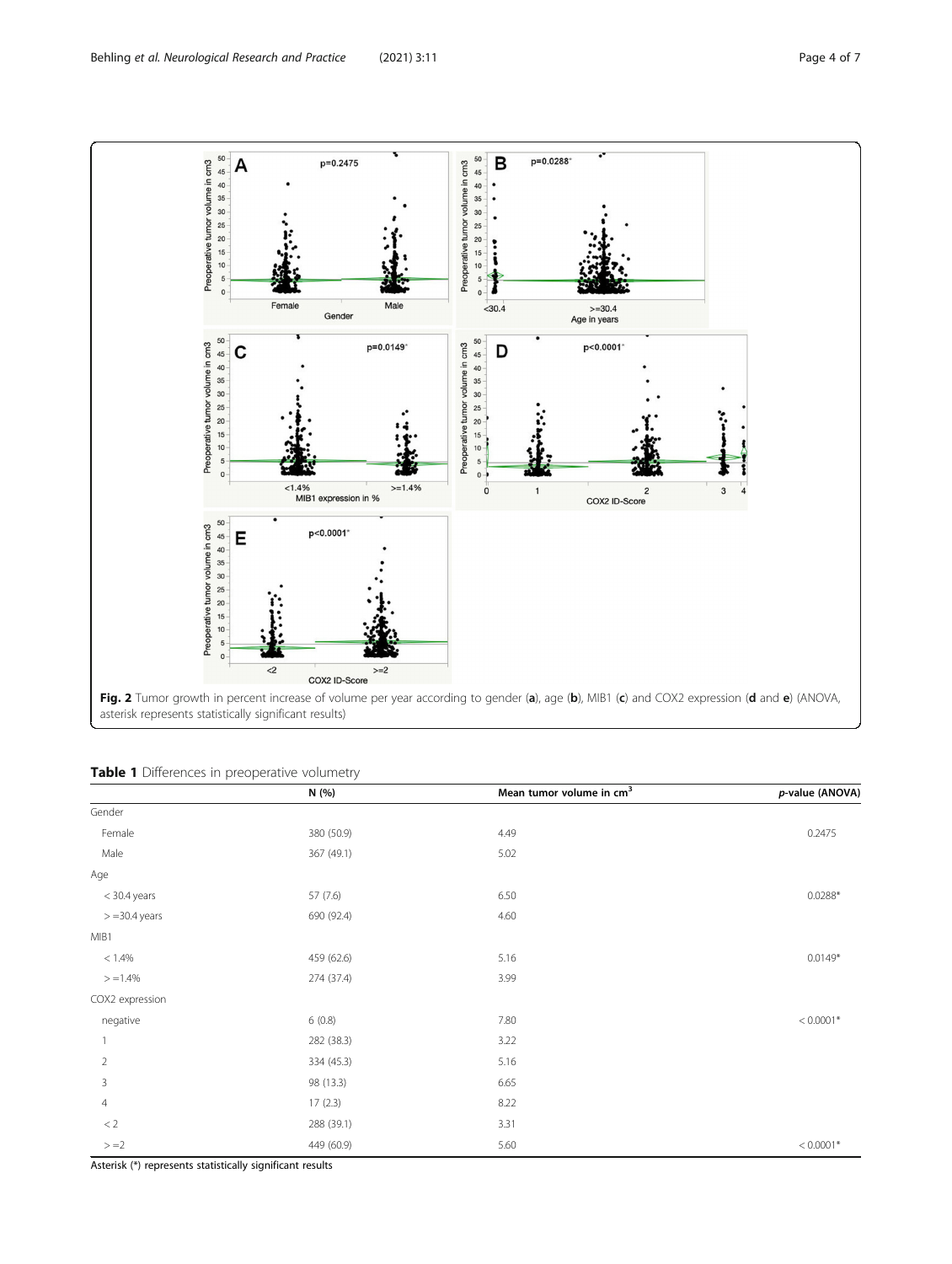**Fig. 2** Tumor growth in percent increase of volume per year according to gender (**a**), age (**b**), MIB1 (**c**) and COX2 expression (**d** and **e**) (ANOVA, asterisk represents statistically significant results)

**Table 1** Differences in preoperative volumetry

| | N (%) | Mean tumor volume in cm$^3$ | *p*-value (ANOVA) |
|---|---|---|---|
| Gender | | | |
| Female | 380 (50.9) | 4.49 | 0.2475 |
| Male | 367 (49.1) | 5.02 | |
| Age | | | |
| < 30.4 years | 57 (7.6) | 6.50 | 0.0288* |
| > =30.4 years | 690 (92.4) | 4.60 | |
| MIB1 | | | |
| < 1.4% | 459 (62.6) | 5.16 | 0.0149* |
| > =1.4% | 274 (37.4) | 3.99 | |
| COX2 expression | | | |
| negative | 6 (0.8) | 7.80 | < 0.0001* |
| 1 | 282 (38.3) | 3.22 | |
| 2 | 334 (45.3) | 5.16 | |
| 3 | 98 (13.3) | 6.65 | |
| 4 | 17 (2.3) | 8.22 | |
| < 2 | 288 (39.1) | 3.31 | |
| > =2 | 449 (60.9) | 5.60 | < 0.0001* |

Asterisk (*) represents statistically significant results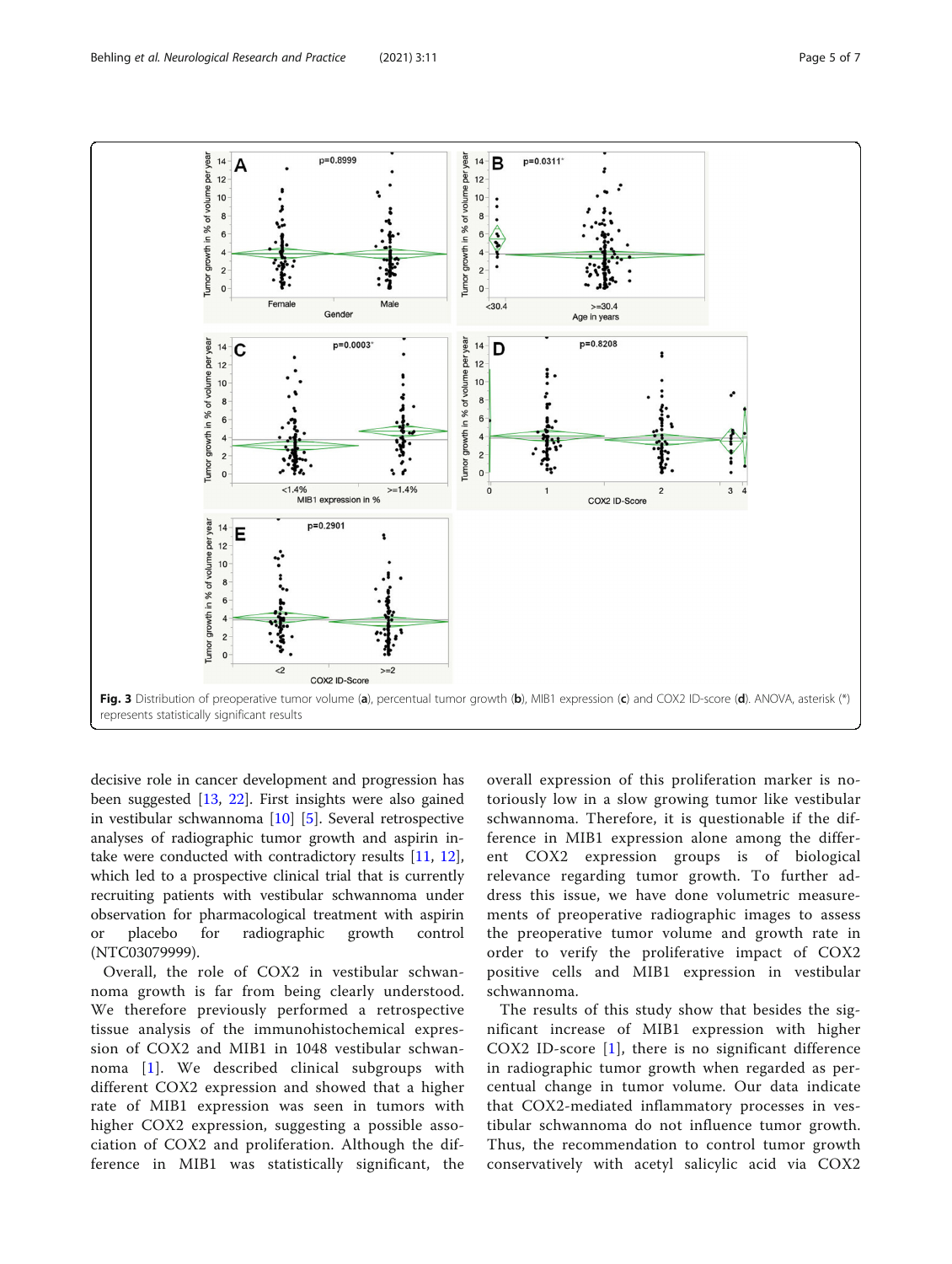Fig. 3 Distribution of preoperative tumor volume (**a**), percentual tumor growth (**b**), MIB1 expression (**c**) and COX2 ID-score (**d**). ANOVA, asterisk (*) represents statistically significant results

decisive role in cancer development and progression has been suggested [13, 22]. First insights were also gained in vestibular schwannoma [10] [5]. Several retrospective analyses of radiographic tumor growth and aspirin intake were conducted with contradictory results [11, 12], which led to a prospective clinical trial that is currently recruiting patients with vestibular schwannoma under observation for pharmacological treatment with aspirin or placebo for radiographic growth control (NTC03079999).

Overall, the role of COX2 in vestibular schwannoma growth is far from being clearly understood. We therefore previously performed a retrospective tissue analysis of the immunohistochemical expression of COX2 and MIB1 in 1048 vestibular schwannoma [1]. We described clinical subgroups with different COX2 expression and showed that a higher rate of MIB1 expression was seen in tumors with higher COX2 expression, suggesting a possible association of COX2 and proliferation. Although the difference in MIB1 was statistically significant, the overall expression of this proliferation marker is notoriously low in a slow growing tumor like vestibular schwannoma. Therefore, it is questionable if the difference in MIB1 expression alone among the different COX2 expression groups is of biological relevance regarding tumor growth. To further address this issue, we have done volumetric measurements of preoperative radiographic images to assess the preoperative tumor volume and growth rate in order to verify the proliferative impact of COX2 positive cells and MIB1 expression in vestibular schwannoma.

The results of this study show that besides the significant increase of MIB1 expression with higher COX2 ID-score [1], there is no significant difference in radiographic tumor growth when regarded as percentual change in tumor volume. Our data indicate that COX2-mediated inflammatory processes in vestibular schwannoma do not influence tumor growth. Thus, the recommendation to control tumor growth conservatively with acetyl salicylic acid via COX2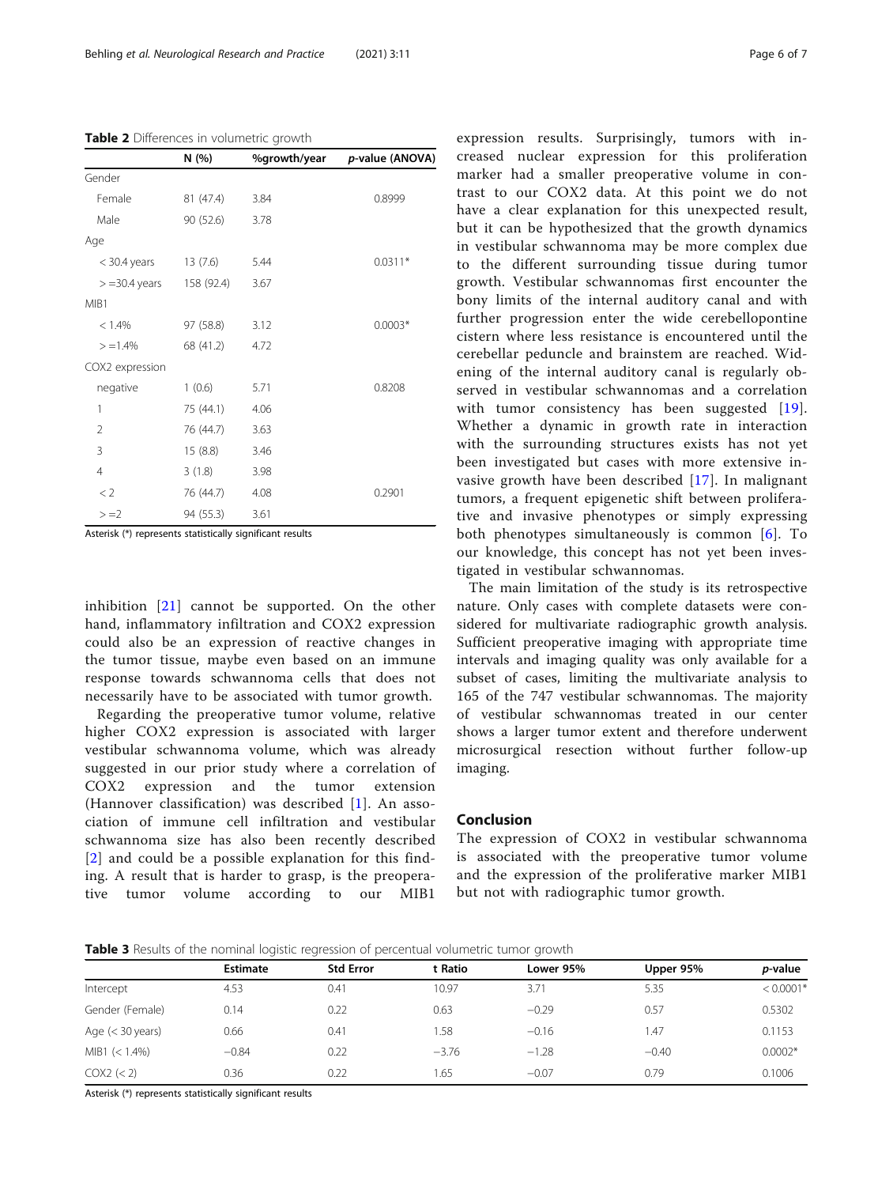**Table 2** Differences in volumetric growth

| | N (%) | %growth/year | p-value (ANOVA) |
|---|---|---|---|
| Gender | | | |
| Female | 81 (47.4) | 3.84 | 0.8999 |
| Male | 90 (52.6) | 3.78 | |
| Age | | | |
| < 30.4 years | 13 (7.6) | 5.44 | 0.0311* |
| > =30.4 years | 158 (92.4) | 3.67 | |
| MIB1 | | | |
| < 1.4% | 97 (58.8) | 3.12 | 0.0003* |
| > =1.4% | 68 (41.2) | 4.72 | |
| COX2 expression | | | |
| negative | 1 (0.6) | 5.71 | 0.8208 |
| 1 | 75 (44.1) | 4.06 | |
| 2 | 76 (44.7) | 3.63 | |
| 3 | 15 (8.8) | 3.46 | |
| 4 | 3 (1.8) | 3.98 | |
| < 2 | 76 (44.7) | 4.08 | 0.2901 |
| > =2 | 94 (55.3) | 3.61 | |

Asterisk (*) represents statistically significant results

inhibition [21] cannot be supported. On the other hand, inflammatory infiltration and COX2 expression could also be an expression of reactive changes in the tumor tissue, maybe even based on an immune response towards schwannoma cells that does not necessarily have to be associated with tumor growth.

Regarding the preoperative tumor volume, relative higher COX2 expression is associated with larger vestibular schwannoma volume, which was already suggested in our prior study where a correlation of COX2 expression and the tumor extension (Hannover classification) was described [1]. An association of immune cell infiltration and vestibular schwannoma size has also been recently described [2] and could be a possible explanation for this finding. A result that is harder to grasp, is the preoperative tumor volume according to our MIB1 expression results. Surprisingly, tumors with increased nuclear expression for this proliferation marker had a smaller preoperative volume in contrast to our COX2 data. At this point we do not have a clear explanation for this unexpected result, but it can be hypothesized that the growth dynamics in vestibular schwannoma may be more complex due to the different surrounding tissue during tumor growth. Vestibular schwannomas first encounter the bony limits of the internal auditory canal and with further progression enter the wide cerebellopontine cistern where less resistance is encountered until the cerebellar peduncle and brainstem are reached. Widening of the internal auditory canal is regularly observed in vestibular schwannomas and a correlation with tumor consistency has been suggested [19]. Whether a dynamic in growth rate in interaction with the surrounding structures exists has not yet been investigated but cases with more extensive invasive growth have been described [17]. In malignant tumors, a frequent epigenetic shift between proliferative and invasive phenotypes or simply expressing both phenotypes simultaneously is common [6]. To our knowledge, this concept has not yet been investigated in vestibular schwannomas.

The main limitation of the study is its retrospective nature. Only cases with complete datasets were considered for multivariate radiographic growth analysis. Sufficient preoperative imaging with appropriate time intervals and imaging quality was only available for a subset of cases, limiting the multivariate analysis to 165 of the 747 vestibular schwannomas. The majority of vestibular schwannomas treated in our center shows a larger tumor extent and therefore underwent microsurgical resection without further follow-up imaging.

## Conclusion

The expression of COX2 in vestibular schwannoma is associated with the preoperative tumor volume and the expression of the proliferative marker MIB1 but not with radiographic tumor growth.

**Table 3** Results of the nominal logistic regression of percentual volumetric tumor growth

| | Estimate | Std Error | t Ratio | Lower 95% | Upper 95% | p-value |
|---|---|---|---|---|---|---|
| Intercept | 4.53 | 0.41 | 10.97 | 3.71 | 5.35 | < 0.0001* |
| Gender (Female) | 0.14 | 0.22 | 0.63 | −0.29 | 0.57 | 0.5302 |
| Age (< 30 years) | 0.66 | 0.41 | 1.58 | −0.16 | 1.47 | 0.1153 |
| MIB1 (< 1.4%) | −0.84 | 0.22 | −3.76 | −1.28 | −0.40 | 0.0002* |
| COX2 (< 2) | 0.36 | 0.22 | 1.65 | −0.07 | 0.79 | 0.1006 |

Asterisk (*) represents statistically significant results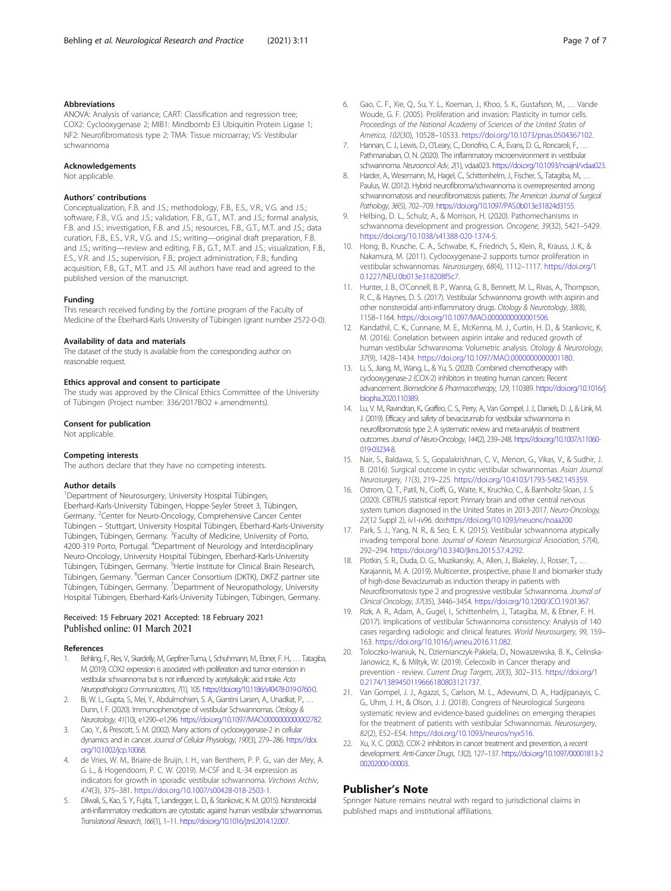## Abbreviations

ANOVA: Analysis of variance; CART: Classification and regression tree; COX2: Cyclooxygenase 2; MIB1: Mindbomb E3 Ubiquitin Protein Ligase 1; NF2: Neurofibromatosis type 2; TMA: Tissue microarray; VS: Vestibular schwannoma

## Acknowledgements

Not applicable.

## Authors' contributions

Conceptualization, F.B. and J.S.; methodology, F.B., E.S., V.R., V.G. and J.S.; software, F.B., V.G. and J.S.; validation, F.B., G.T., M.T. and J.S.; formal analysis, F.B. and J.S.; investigation, F.B. and J.S.; resources, F.B., G.T., M.T. and J.S.; data curation, F.B., E.S., V.R., V.G. and J.S.; writing—original draft preparation, F.B. and J.S.; writing—review and editing, F.B., G.T., M.T. and J.S.; visualization, F.B., E.S., V.R. and J.S.; supervision, F.B.; project administration, F.B.; funding acquisition, F.B., G.T., M.T. and J.S. All authors have read and agreed to the published version of the manuscript.

## Funding

This research received funding by the ƒortüne program of the Faculty of Medicine of the Eberhard-Karls University of Tübingen (grant number 2572-0-0).

## Availability of data and materials

The dataset of the study is available from the corresponding author on reasonable request.

## Ethics approval and consent to participate

The study was approved by the Clinical Ethics Committee of the University of Tübingen (Project number: 336/2017BO2 + amendments).

## Consent for publication

Not applicable.

## Competing interests

The authors declare that they have no competing interests.

## Author details

[1]Department of Neurosurgery, University Hospital Tübingen, Eberhard-Karls-University Tübingen, Hoppe-Seyler Street 3, Tübingen, Germany. [2]Center for Neuro-Oncology, Comprehensive Cancer Center Tübingen – Stuttgart, University Hospital Tübingen, Eberhard-Karls-University Tübingen, Tübingen, Germany. [3]Faculty of Medicine, University of Porto, 4200-319 Porto, Portugal. [4]Department of Neurology and Interdisciplinary Neuro-Oncology, University Hospital Tübingen, Eberhard-Karls-University Tübingen, Tübingen, Germany. [5]Hertie Institute for Clinical Brain Research, Tübingen, Germany. [6]German Cancer Consortium (DKTK), DKFZ partner site Tübingen, Tübingen, Germany. [7]Department of Neuropathology, University Hospital Tübingen, Eberhard-Karls-University Tübingen, Tübingen, Germany.

Received: 15 February 2021 Accepted: 18 February 2021
Published online: 01 March 2021

## References

1. Behling, F., Ries, V., Skardelly, M., Gepfner-Tuma, I., Schuhmann, M., Ebner, F. H., … Tatagiba, M. (2019). COX2 expression is associated with proliferation and tumor extension in vestibular schwannoma but is not influenced by acetylsalicylic acid intake. *Acta Neuropathologica Communications*, *7*(1), 105. https://doi.org/10.1186/s40478-019-0760-0.
2. Bi, W. L., Gupta, S., Mei, Y., Abdulmohsen, S. A., Giantini Larsen, A., Unadkat, P., … Dunn, I. F. (2020). Immunophenotype of vestibular Schwannomas. *Otology & Neurotology*, *41*(10), e1290–e1296. https://doi.org/10.1097/MAO.0000000000002782.
3. Cao, Y., & Prescott, S. M. (2002). Many actions of cyclooxygenase-2 in cellular dynamics and in cancer. *Journal of Cellular Physiology*, *190*(3), 279–286. https://doi.org/10.1002/jcp.10068.
4. de Vries, W. M., Briaire-de Bruijn, I. H., van Benthem, P. P. G., van der Mey, A. G. L., & Hogendoorn, P. C. W. (2019). M-CSF and IL-34 expression as indicators for growth in sporadic vestibular schwannoma. *Virchows Archiv*, *474*(3), 375–381. https://doi.org/10.1007/s00428-018-2503-1.
5. Dilwali, S., Kao, S. Y., Fujita, T., Landegger, L. D., & Stankovic, K. M. (2015). Nonsteroidal anti-inflammatory medications are cytostatic against human vestibular schwannomas. *Translational Research*, *166*(1), 1–11. https://doi.org/10.1016/j.trsl.2014.12.007.
6. Gao, C. F., Xie, Q., Su, Y. L., Koeman, J., Khoo, S. K., Gustafson, M., … Vande Woude, G. F. (2005). Proliferation and invasion: Plasticity in tumor cells. *Proceedings of the National Academy of Sciences of the United States of America*, *102*(30), 10528–10533. https://doi.org/10.1073/pnas.0504367102.
7. Hannan, C. J., Lewis, D., O'Leary, C., Donofrio, C. A., Evans, D. G., Roncaroli, F., … Pathmanaban, O. N. (2020). The inflammatory microenvironment in vestibular schwannoma. *Neurooncol Adv*, *2*(1), vdaa023. https://doi.org/10.1093/noajnl/vdaa023.
8. Harder, A., Wesemann, M., Hagel, C., Schittenhelm, J., Fischer, S., Tatagiba, M., … Paulus, W. (2012). Hybrid neurofibroma/schwannoma is overrepresented among schwannomatosis and neurofibromatosis patients. *The American Journal of Surgical Pathology*, *36*(5), 702–709. https://doi.org/10.1097/PAS.0b013e31824d3155.
9. Helbing, D. L., Schulz, A., & Morrison, H. (2020). Pathomechanisms in schwannoma development and progression. *Oncogene*, *39*(32), 5421–5429. https://doi.org/10.1038/s41388-020-1374-5.
10. Hong, B., Krusche, C. A., Schwabe, K., Friedrich, S., Klein, R., Krauss, J. K., & Nakamura, M. (2011). Cyclooxygenase-2 supports tumor proliferation in vestibular schwannomas. *Neurosurgery*, *68*(4), 1112–1117. https://doi.org/10.1227/NEU.0b013e318208f5c7.
11. Hunter, J. B., O'Connell, B. P., Wanna, G. B., Bennett, M. L., Rivas, A., Thompson, R. C., & Haynes, D. S. (2017). Vestibular Schwannoma growth with aspirin and other nonsteroidal anti-inflammatory drugs. *Otology & Neurotology*, *38*(8), 1158–1164. https://doi.org/10.1097/MAO.0000000000001506.
12. Kandathil, C. K., Cunnane, M. E., McKenna, M. J., Curtin, H. D., & Stankovic, K. M. (2016). Correlation between aspirin intake and reduced growth of human vestibular Schwannoma: Volumetric analysis. *Otology & Neurotology*, *37*(9), 1428–1434. https://doi.org/10.1097/MAO.0000000000001180.
13. Li, S., Jiang, M., Wang, L., & Yu, S. (2020). Combined chemotherapy with cyclooxygenase-2 (COX-2) inhibitors in treating human cancers: Recent advancement. *Biomedicine & Pharmacotherapy*, *129*, 110389. https://doi.org/10.1016/j.biopha.2020.110389.
14. Lu, V. M., Ravindran, K., Graffeo, C. S., Perry, A., Van Gompel, J. J., Daniels, D. J., & Link, M. J. (2019). Efficacy and safety of bevacizumab for vestibular schwannoma in neurofibromatosis type 2: A systematic review and meta-analysis of treatment outcomes. *Journal of Neuro-Oncology*, *144*(2), 239–248. https://doi.org/10.1007/s11060-019-03234-8.
15. Nair, S., Baldawa, S. S., Gopalakrishnan, C. V., Menon, G., Vikas, V., & Sudhir, J. B. (2016). Surgical outcome in cystic vestibular schwannomas. *Asian Journal Neurosurgery*, *11*(3), 219–225. https://doi.org/10.4103/1793-5482.145359.
16. Ostrom, Q. T., Patil, N., Cioffi, G., Waite, K., Kruchko, C., & Barnholtz-Sloan, J. S. (2020). CBTRUS statistical report: Primary brain and other central nervous system tumors diagnosed in the United States in 2013-2017. *Neuro-Oncology*, *22*(12 Suppl 2), iv1-iv96. doi:https://doi.org/10.1093/neuonc/noaa200
17. Park, S. J., Yang, N. R., & Seo, E. K. (2015). Vestibular schwannoma atypically invading temporal bone. *Journal of Korean Neurosurgical Association*, *57*(4), 292–294. https://doi.org/10.3340/jkns.2015.57.4.292.
18. Plotkin, S. R., Duda, D. G., Muzikansky, A., Allen, J., Blakeley, J., Rosser, T., … Karajannis, M. A. (2019). Multicenter, prospective, phase II and biomarker study of high-dose Bevacizumab as induction therapy in patients with Neurofibromatosis type 2 and progressive vestibular Schwannoma. *Journal of Clinical Oncology*, *37*(35), 3446–3454. https://doi.org/10.1200/JCO.19.01367.
19. Rizk, A. R., Adam, A., Gugel, I., Schittenhelm, J., Tatagiba, M., & Ebner, F. H. (2017). Implications of vestibular Schwannoma consistency: Analysis of 140 cases regarding radiologic and clinical features. *World Neurosurgery*, *99*, 159–163. https://doi.org/10.1016/j.wneu.2016.11.082.
20. Toloczko-Iwaniuk, N., Dziemianczyk-Pakiela, D., Nowaszewska, B. K., Celinska-Janowicz, K., & Miltyk, W. (2019). Celecoxib in Cancer therapy and prevention - review. *Current Drug Targets*, *20*(3), 302–315. https://doi.org/10.2174/1389450119666180803121737.
21. Van Gompel, J. J., Agazzi, S., Carlson, M. L., Adewumi, D. A., Hadjipanayis, C. G., Uhm, J. H., & Olson, J. J. (2018). Congress of Neurological Surgeons systematic review and evidence-based guidelines on emerging therapies for the treatment of patients with vestibular Schwannomas. *Neurosurgery*, *82*(2), E52–E54. https://doi.org/10.1093/neuros/nyx516.
22. Xu, X. C. (2002). COX-2 inhibitors in cancer treatment and prevention, a recent development. *Anti-Cancer Drugs*, *13*(2), 127–137. https://doi.org/10.1097/00001813-200202000-00003.

## Publisher's Note

Springer Nature remains neutral with regard to jurisdictional claims in published maps and institutional affiliations.